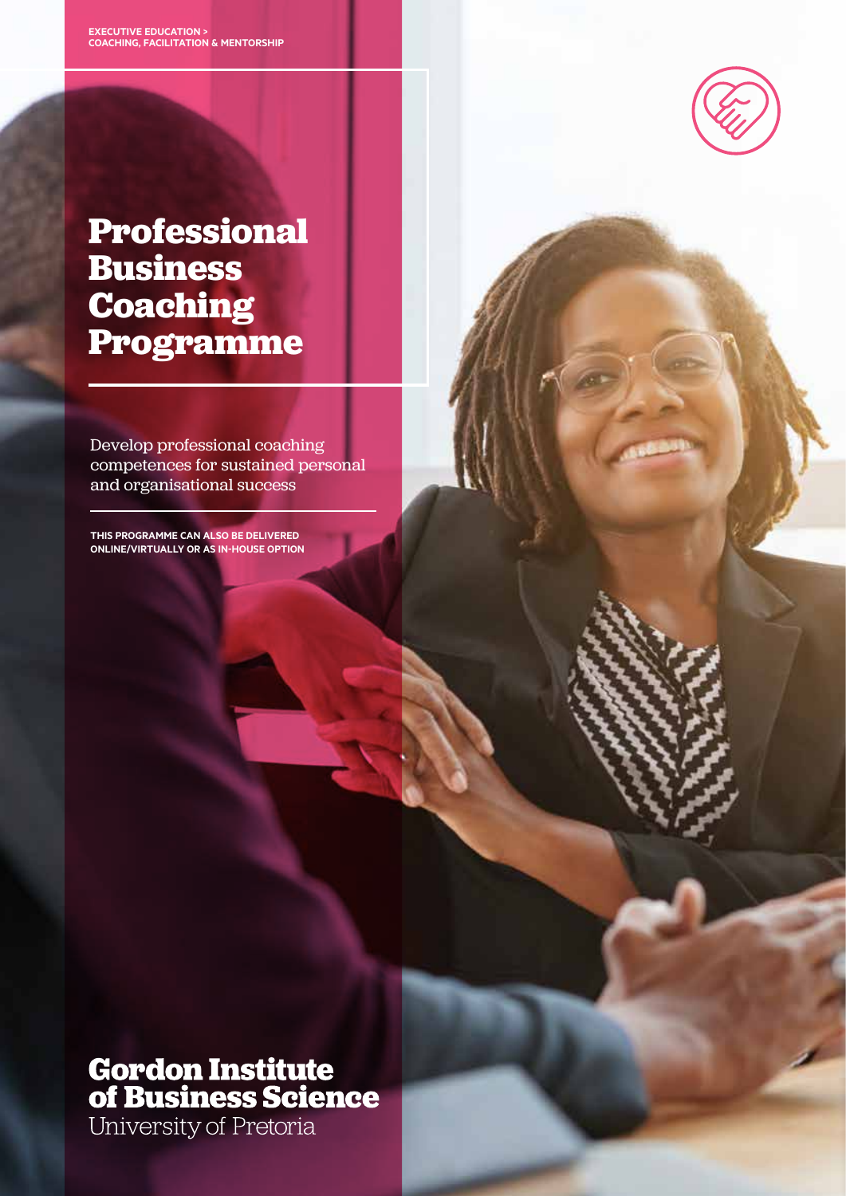EXECUTIVE EDUCATION >
COACHING, FACILITATION & MENTORSHIP

# Professional Business Coaching Programme

Develop professional coaching competences for sustained personal and organisational success

THIS PROGRAMME CAN ALSO BE DELIVERED ONLINE/VIRTUALLY OR AS IN-HOUSE OPTION

**Gordon Institute of Business Science**
University of Pretoria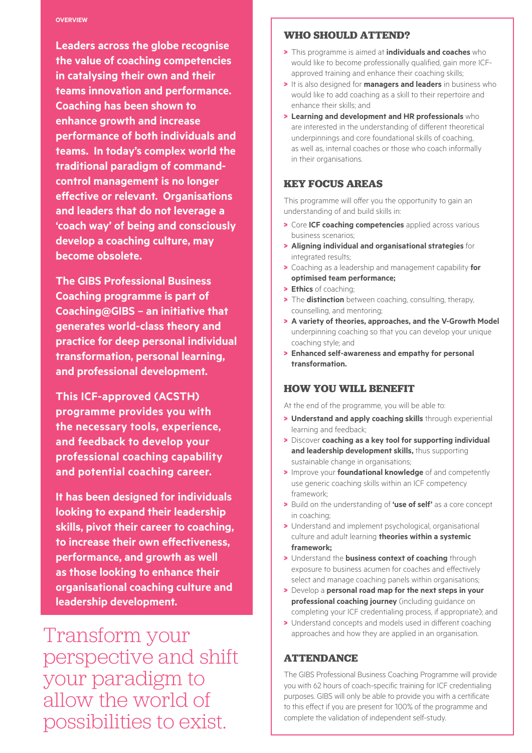OVERVIEW

**Leaders across the globe recognise the value of coaching competencies in catalysing their own and their teams innovation and performance. Coaching has been shown to enhance growth and increase performance of both individuals and teams. In today's complex world the traditional paradigm of command-control management is no longer effective or relevant. Organisations and leaders that do not leverage a 'coach way' of being and consciously develop a coaching culture, may become obsolete.**

**The GIBS Professional Business Coaching programme is part of Coaching@GIBS – an initiative that generates world-class theory and practice for deep personal individual transformation, personal learning, and professional development.**

**This ICF-approved (ACSTH) programme provides you with the necessary tools, experience, and feedback to develop your professional coaching capability and potential coaching career.**

**It has been designed for individuals looking to expand their leadership skills, pivot their career to coaching, to increase their own effectiveness, performance, and growth as well as those looking to enhance their organisational coaching culture and leadership development.**

Transform your perspective and shift your paradigm to allow the world of possibilities to exist.

## WHO SHOULD ATTEND?

- This programme is aimed at **individuals and coaches** who would like to become professionally qualified, gain more ICF-approved training and enhance their coaching skills;
- It is also designed for **managers and leaders** in business who would like to add coaching as a skill to their repertoire and enhance their skills; and
- **Learning and development and HR professionals** who are interested in the understanding of different theoretical underpinnings and core foundational skills of coaching, as well as, internal coaches or those who coach informally in their organisations.

## KEY FOCUS AREAS

This programme will offer you the opportunity to gain an understanding of and build skills in:

- Core **ICF coaching competencies** applied across various business scenarios;
- **Aligning individual and organisational strategies** for integrated results;
- Coaching as a leadership and management capability **for optimised team performance;**
- **Ethics** of coaching;
- The **distinction** between coaching, consulting, therapy, counselling, and mentoring;
- **A variety of theories, approaches, and the V-Growth Model** underpinning coaching so that you can develop your unique coaching style; and
- **Enhanced self-awareness and empathy for personal transformation.**

## HOW YOU WILL BENEFIT

At the end of the programme, you will be able to:

- **Understand and apply coaching skills** through experiential learning and feedback;
- Discover **coaching as a key tool for supporting individual and leadership development skills,** thus supporting sustainable change in organisations;
- Improve your **foundational knowledge** of and competently use generic coaching skills within an ICF competency framework;
- Build on the understanding of **'use of self'** as a core concept in coaching;
- Understand and implement psychological, organisational culture and adult learning **theories within a systemic framework;**
- Understand the **business context of coaching** through exposure to business acumen for coaches and effectively select and manage coaching panels within organisations;
- Develop a **personal road map for the next steps in your professional coaching journey** (including guidance on completing your ICF credentialing process, if appropriate); and
- Understand concepts and models used in different coaching approaches and how they are applied in an organisation.

## ATTENDANCE

The GIBS Professional Business Coaching Programme will provide you with 62 hours of coach-specific training for ICF credentialing purposes. GIBS will only be able to provide you with a certificate to this effect if you are present for 100% of the programme and complete the validation of independent self-study.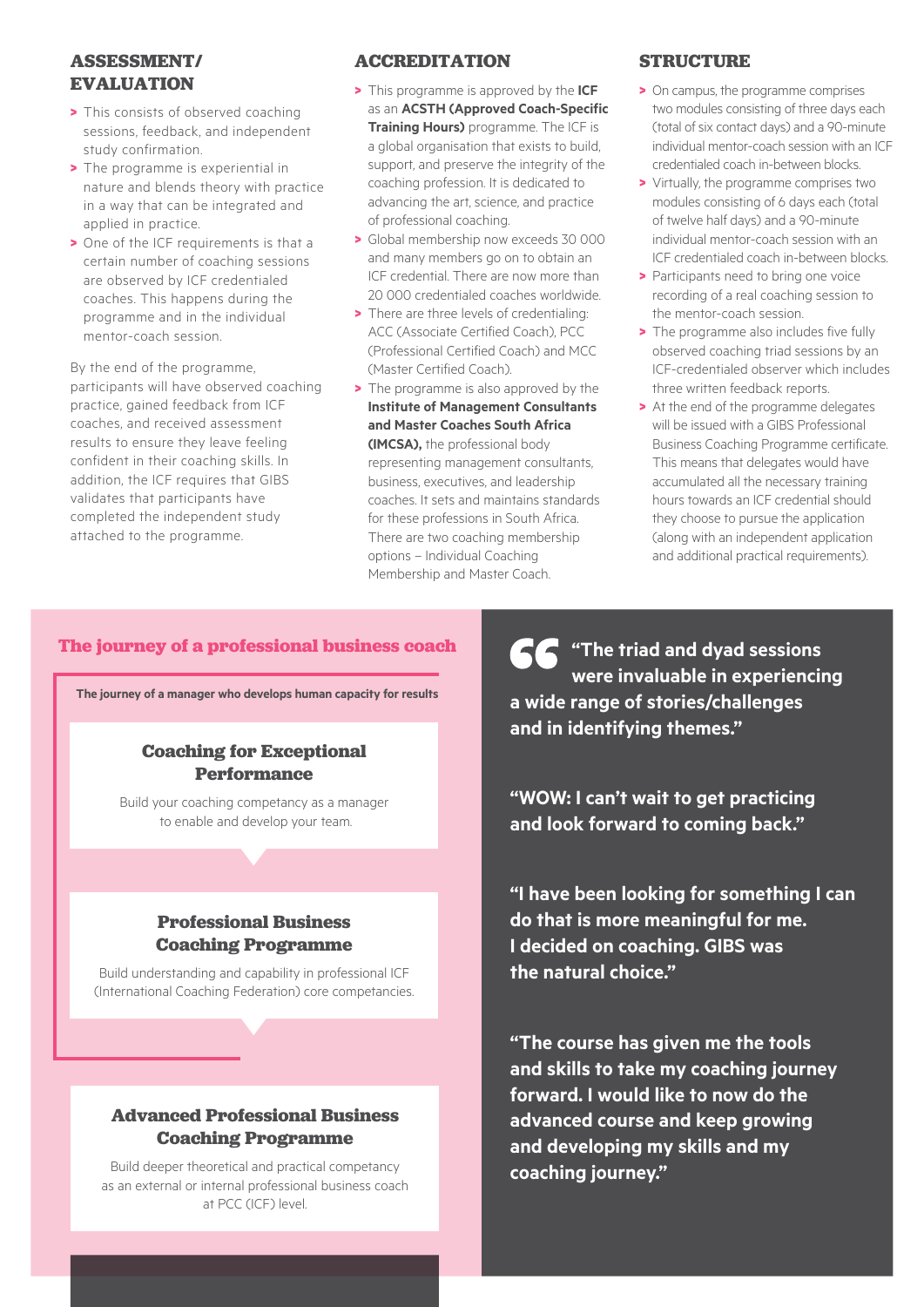## ASSESSMENT/ EVALUATION

- This consists of observed coaching sessions, feedback, and independent study confirmation.
- The programme is experiential in nature and blends theory with practice in a way that can be integrated and applied in practice.
- One of the ICF requirements is that a certain number of coaching sessions are observed by ICF credentialed coaches. This happens during the programme and in the individual mentor-coach session.

By the end of the programme, participants will have observed coaching practice, gained feedback from ICF coaches, and received assessment results to ensure they leave feeling confident in their coaching skills. In addition, the ICF requires that GIBS validates that participants have completed the independent study attached to the programme.

## ACCREDITATION

- This programme is approved by the **ICF** as an **ACSTH (Approved Coach-Specific Training Hours)** programme. The ICF is a global organisation that exists to build, support, and preserve the integrity of the coaching profession. It is dedicated to advancing the art, science, and practice of professional coaching.
- Global membership now exceeds 30 000 and many members go on to obtain an ICF credential. There are now more than 20 000 credentialed coaches worldwide.
- There are three levels of credentialing: ACC (Associate Certified Coach), PCC (Professional Certified Coach) and MCC (Master Certified Coach).
- The programme is also approved by the **Institute of Management Consultants and Master Coaches South Africa (IMCSA),** the professional body representing management consultants, business, executives, and leadership coaches. It sets and maintains standards for these professions in South Africa. There are two coaching membership options – Individual Coaching Membership and Master Coach.

## STRUCTURE

- On campus, the programme comprises two modules consisting of three days each (total of six contact days) and a 90-minute individual mentor-coach session with an ICF credentialed coach in-between blocks.
- Virtually, the programme comprises two modules consisting of 6 days each (total of twelve half days) and a 90-minute individual mentor-coach session with an ICF credentialed coach in-between blocks.
- Participants need to bring one voice recording of a real coaching session to the mentor-coach session.
- The programme also includes five fully observed coaching triad sessions by an ICF-credentialed observer which includes three written feedback reports.
- At the end of the programme delegates will be issued with a GIBS Professional Business Coaching Programme certificate. This means that delegates would have accumulated all the necessary training hours towards an ICF credential should they choose to pursue the application (along with an independent application and additional practical requirements).

## The journey of a professional business coach

**The journey of a manager who develops human capacity for results**

### Coaching for Exceptional Performance

Build your coaching competency as a manager to enable and develop your team.

### Professional Business Coaching Programme

Build understanding and capability in professional ICF (International Coaching Federation) core competencies.

### Advanced Professional Business Coaching Programme

Build deeper theoretical and practical competency as an external or internal professional business coach at PCC (ICF) level.

**"The triad and dyad sessions were invaluable in experiencing a wide range of stories/challenges and in identifying themes."**

**"WOW: I can't wait to get practicing and look forward to coming back."**

**"I have been looking for something I can do that is more meaningful for me. I decided on coaching. GIBS was the natural choice."**

**"The course has given me the tools and skills to take my coaching journey forward. I would like to now do the advanced course and keep growing and developing my skills and my coaching journey."**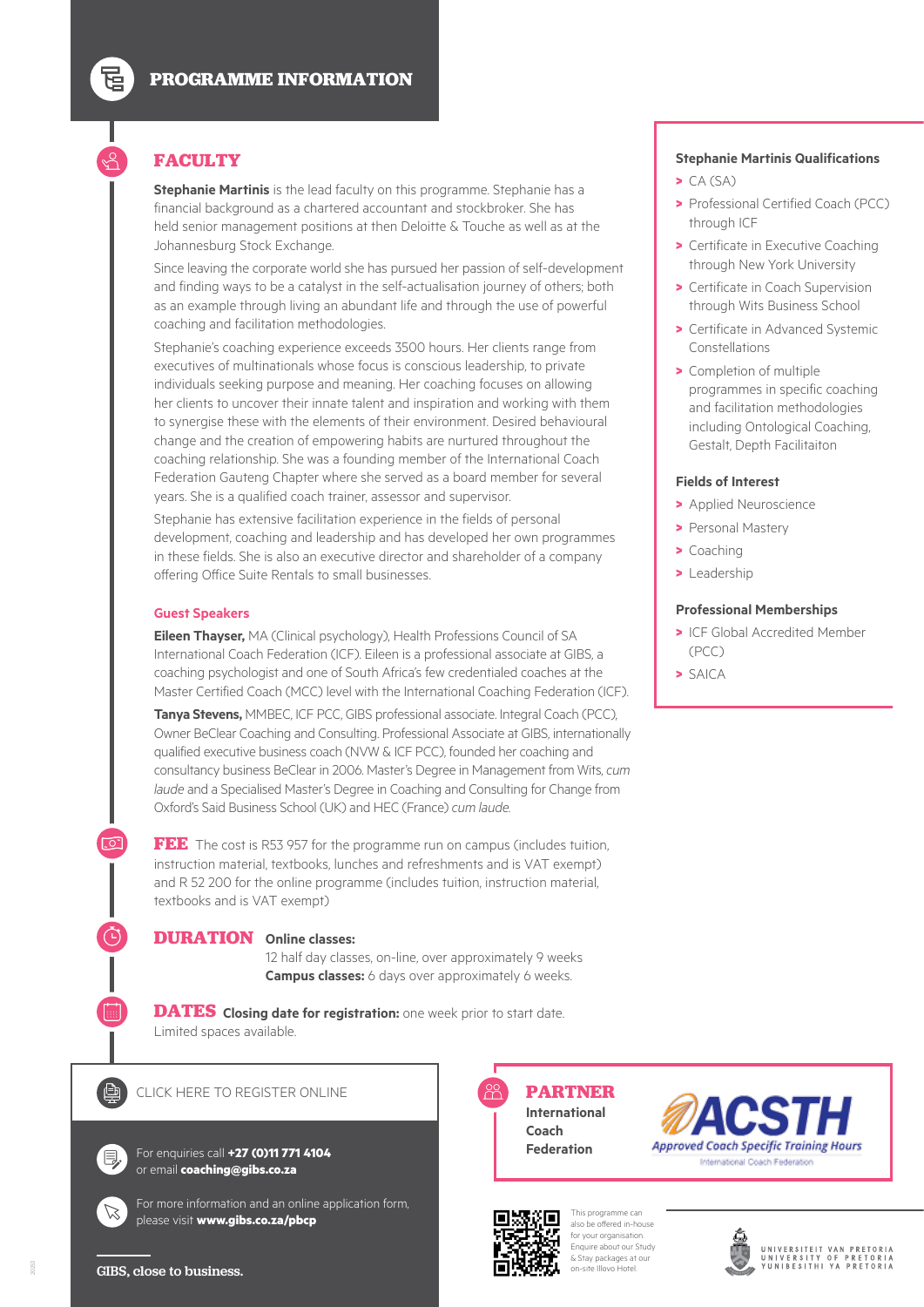# PROGRAMME INFORMATION

## FACULTY

**Stephanie Martinis** is the lead faculty on this programme. Stephanie has a financial background as a chartered accountant and stockbroker. She has held senior management positions at then Deloitte & Touche as well as at the Johannesburg Stock Exchange.

Since leaving the corporate world she has pursued her passion of self-development and finding ways to be a catalyst in the self-actualisation journey of others; both as an example through living an abundant life and through the use of powerful coaching and facilitation methodologies.

Stephanie's coaching experience exceeds 3500 hours. Her clients range from executives of multinationals whose focus is conscious leadership, to private individuals seeking purpose and meaning. Her coaching focuses on allowing her clients to uncover their innate talent and inspiration and working with them to synergise these with the elements of their environment. Desired behavioural change and the creation of empowering habits are nurtured throughout the coaching relationship. She was a founding member of the International Coach Federation Gauteng Chapter where she served as a board member for several years. She is a qualified coach trainer, assessor and supervisor.

Stephanie has extensive facilitation experience in the fields of personal development, coaching and leadership and has developed her own programmes in these fields. She is also an executive director and shareholder of a company offering Office Suite Rentals to small businesses.

### Guest Speakers

**Eileen Thayser,** MA (Clinical psychology), Health Professions Council of SA International Coach Federation (ICF). Eileen is a professional associate at GIBS, a coaching psychologist and one of South Africa's few credentialed coaches at the Master Certified Coach (MCC) level with the International Coaching Federation (ICF).

**Tanya Stevens,** MMBEC, ICF PCC, GIBS professional associate. Integral Coach (PCC), Owner BeClear Coaching and Consulting. Professional Associate at GIBS, internationally qualified executive business coach (NVW & ICF PCC), founded her coaching and consultancy business BeClear in 2006. Master's Degree in Management from Wits, *cum laude* and a Specialised Master's Degree in Coaching and Consulting for Change from Oxford's Said Business School (UK) and HEC (France) *cum laude*.

### Stephanie Martinis Qualifications

- CA (SA)
- Professional Certified Coach (PCC) through ICF
- Certificate in Executive Coaching through New York University
- Certificate in Coach Supervision through Wits Business School
- Certificate in Advanced Systemic Constellations
- Completion of multiple programmes in specific coaching and facilitation methodologies including Ontological Coaching, Gestalt, Depth Facilitaiton

### Fields of Interest

- Applied Neuroscience
- Personal Mastery
- Coaching
- Leadership

### Professional Memberships

- ICF Global Accredited Member (PCC)
- SAICA

## FEE

The cost is R53 957 for the programme run on campus (includes tuition, instruction material, textbooks, lunches and refreshments and is VAT exempt) and R 52 200 for the online programme (includes tuition, instruction material, textbooks and is VAT exempt)

## DURATION

**Online classes:**
12 half day classes, on-line, over approximately 9 weeks
**Campus classes:** 6 days over approximately 6 weeks.

## DATES

**Closing date for registration:** one week prior to start date. Limited spaces available.

CLICK HERE TO REGISTER ONLINE

For enquiries call **+27 (0)11 771 4104** or email **coaching@gibs.co.za**

For more information and an online application form, please visit **www.gibs.co.za/pbcp**

GIBS, close to business.

## PARTNER

International Coach Federation

ACSTH
*Approved Coach Specific Training Hours*
International Coach Federation

This programme can also be offered in-house for your organisation. Enquire about our Study & Stay packages at our on-site Illovo Hotel.

UNIVERSITEIT VAN PRETORIA
UNIVERSITY OF PRETORIA
YUNIBESITHI YA PRETORIA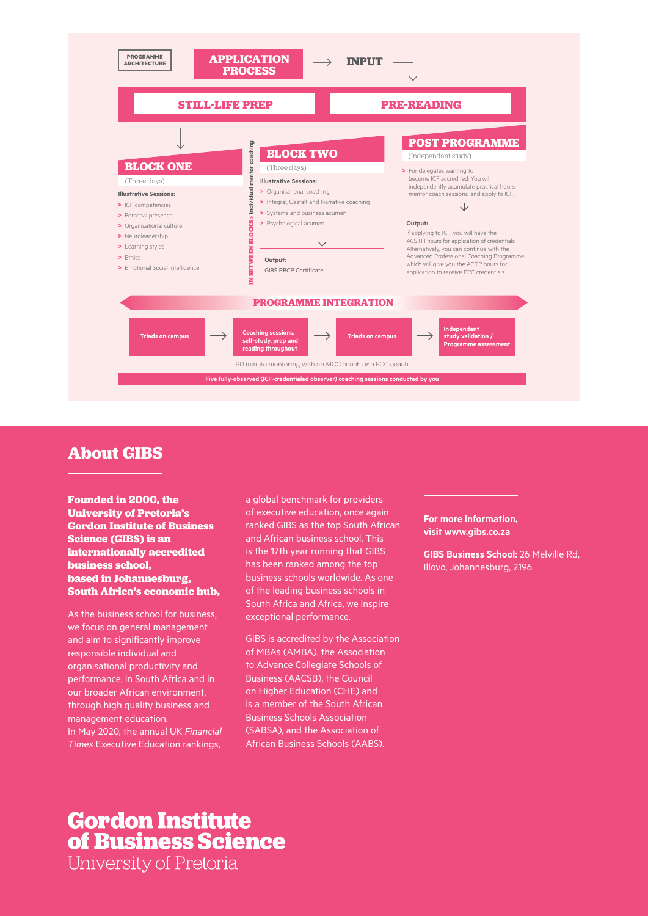PROGRAMME ARCHITECTURE

**APPLICATION PROCESS** → **INPUT**

**STILL-LIFE PREP**

**PRE-READING**

## BLOCK ONE

(Three days)

**Illustrative Sessions:**

- ICF competencies
- Personal presence
- Organisational culture
- Neuroleadership
- Learning styles
- Ethics
- Emotional Social Intelligence

**IN BETWEEN BLOCKS > Individual mentor coaching**

## BLOCK TWO

(Three days)

**Illustrative Sessions:**

- Organisational coaching
- Integral, Gestalt and Narrative coaching
- Systems and business acumen
- Psychological acumen

**Output:**
GIBS PBCP Certificate

## POST PROGRAMME

(Independant study)

- For delegates wanting to become ICF accredited: You will independently acumulate practical hours, mentor coach sessions, and apply to ICF.

**Output:**
If applying to ICF, you will have the ACSTH hours for application of credentials. Alternatively, you can continue with the Advanced Professional Coaching Programme which will give you the ACTP hours for application to receive PPC credentials.

## PROGRAMME INTEGRATION

**Triads on campus** → **Coaching sessions, self-study, prep and reading throughout** → **Triads on campus** → **Independant study validation / Programme assessment**

90 minute mentoring with an MCC coach or a PCC coach

**Five fully-observed (ICF-credentialed observer) coaching sessions conducted by you**

# About GIBS

**Founded in 2000, the University of Pretoria's Gordon Institute of Business Science (GIBS) is an internationally accredited business school, based in Johannesburg, South Africa's economic hub,**

As the business school for business, we focus on general management and aim to significantly improve responsible individual and organisational productivity and performance, in South Africa and in our broader African environment, through high quality business and management education.
In May 2020, the annual UK *Financial Times* Executive Education rankings, a global benchmark for providers of executive education, once again ranked GIBS as the top South African and African business school. This is the 17th year running that GIBS has been ranked among the top business schools worldwide. As one of the leading business schools in South Africa and Africa, we inspire exceptional performance.

GIBS is accredited by the Association of MBAs (AMBA), the Association to Advance Collegiate Schools of Business (AACSB), the Council on Higher Education (CHE) and is a member of the South African Business Schools Association (SABSA), and the Association of African Business Schools (AABS).

**For more information, visit www.gibs.co.za**

**GIBS Business School:** 26 Melville Rd, Illovo, Johannesburg, 2196

**Gordon Institute of Business Science**
University of Pretoria